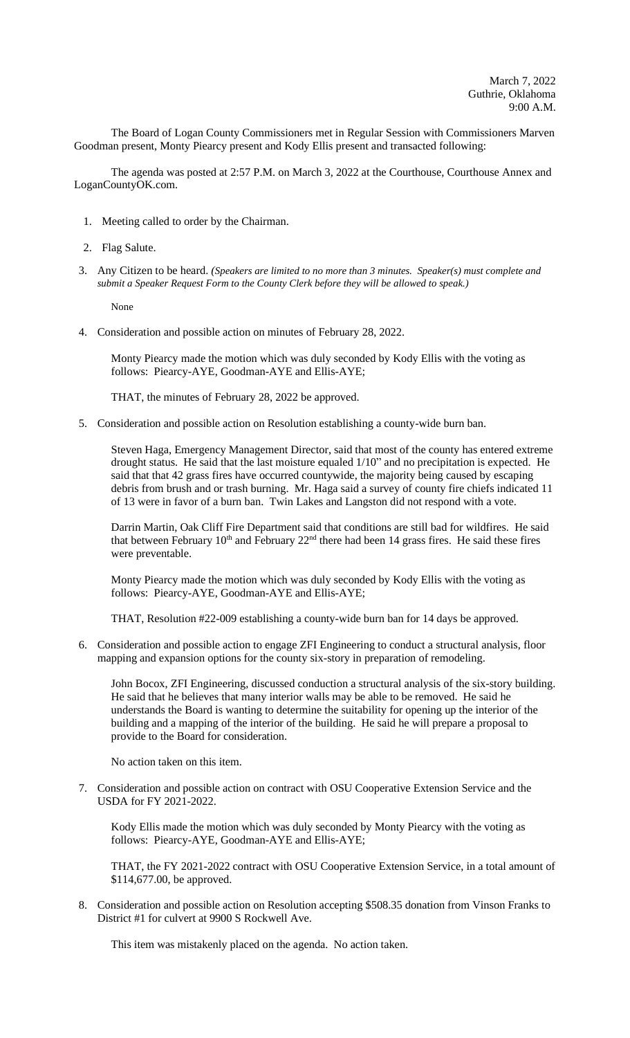March 7, 2022
Guthrie, Oklahoma
9:00 A.M.

The Board of Logan County Commissioners met in Regular Session with Commissioners Marven Goodman present, Monty Piearcy present and Kody Ellis present and transacted following:

The agenda was posted at 2:57 P.M. on March 3, 2022 at the Courthouse, Courthouse Annex and LoganCountyOK.com.

1. Meeting called to order by the Chairman.

2. Flag Salute.

3. Any Citizen to be heard. *(Speakers are limited to no more than 3 minutes. Speaker(s) must complete and submit a Speaker Request Form to the County Clerk before they will be allowed to speak.)*

   None

4. Consideration and possible action on minutes of February 28, 2022.

   Monty Piearcy made the motion which was duly seconded by Kody Ellis with the voting as follows: Piearcy-AYE, Goodman-AYE and Ellis-AYE;

   THAT, the minutes of February 28, 2022 be approved.

5. Consideration and possible action on Resolution establishing a county-wide burn ban.

   Steven Haga, Emergency Management Director, said that most of the county has entered extreme drought status. He said that the last moisture equaled 1/10" and no precipitation is expected. He said that that 42 grass fires have occurred countywide, the majority being caused by escaping debris from brush and or trash burning. Mr. Haga said a survey of county fire chiefs indicated 11 of 13 were in favor of a burn ban. Twin Lakes and Langston did not respond with a vote.

   Darrin Martin, Oak Cliff Fire Department said that conditions are still bad for wildfires. He said that between February 10th and February 22nd there had been 14 grass fires. He said these fires were preventable.

   Monty Piearcy made the motion which was duly seconded by Kody Ellis with the voting as follows: Piearcy-AYE, Goodman-AYE and Ellis-AYE;

   THAT, Resolution #22-009 establishing a county-wide burn ban for 14 days be approved.

6. Consideration and possible action to engage ZFI Engineering to conduct a structural analysis, floor mapping and expansion options for the county six-story in preparation of remodeling.

   John Bocox, ZFI Engineering, discussed conduction a structural analysis of the six-story building. He said that he believes that many interior walls may be able to be removed. He said he understands the Board is wanting to determine the suitability for opening up the interior of the building and a mapping of the interior of the building. He said he will prepare a proposal to provide to the Board for consideration.

   No action taken on this item.

7. Consideration and possible action on contract with OSU Cooperative Extension Service and the USDA for FY 2021-2022.

   Kody Ellis made the motion which was duly seconded by Monty Piearcy with the voting as follows: Piearcy-AYE, Goodman-AYE and Ellis-AYE;

   THAT, the FY 2021-2022 contract with OSU Cooperative Extension Service, in a total amount of $114,677.00, be approved.

8. Consideration and possible action on Resolution accepting $508.35 donation from Vinson Franks to District #1 for culvert at 9900 S Rockwell Ave.

   This item was mistakenly placed on the agenda. No action taken.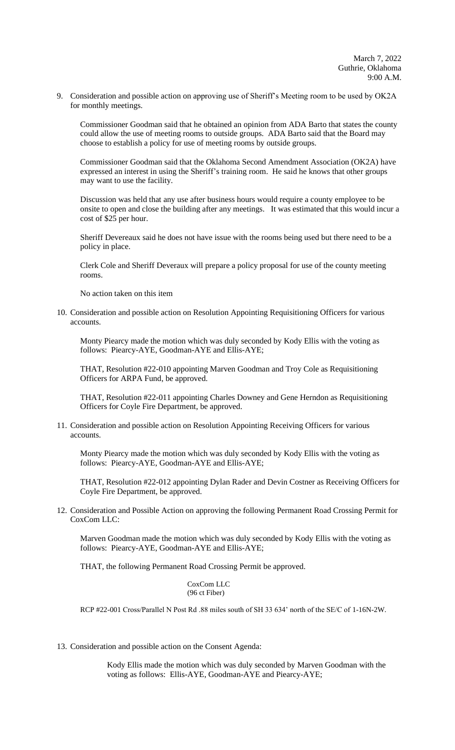March 7, 2022
Guthrie, Oklahoma
9:00 A.M.

9. Consideration and possible action on approving use of Sheriff's Meeting room to be used by OK2A for monthly meetings.

   Commissioner Goodman said that he obtained an opinion from ADA Barto that states the county could allow the use of meeting rooms to outside groups. ADA Barto said that the Board may choose to establish a policy for use of meeting rooms by outside groups.

   Commissioner Goodman said that the Oklahoma Second Amendment Association (OK2A) have expressed an interest in using the Sheriff's training room. He said he knows that other groups may want to use the facility.

   Discussion was held that any use after business hours would require a county employee to be onsite to open and close the building after any meetings. It was estimated that this would incur a cost of $25 per hour.

   Sheriff Devereaux said he does not have issue with the rooms being used but there need to be a policy in place.

   Clerk Cole and Sheriff Deveraux will prepare a policy proposal for use of the county meeting rooms.

   No action taken on this item

10. Consideration and possible action on Resolution Appointing Requisitioning Officers for various accounts.

    Monty Piearcy made the motion which was duly seconded by Kody Ellis with the voting as follows: Piearcy-AYE, Goodman-AYE and Ellis-AYE;

    THAT, Resolution #22-010 appointing Marven Goodman and Troy Cole as Requisitioning Officers for ARPA Fund, be approved.

    THAT, Resolution #22-011 appointing Charles Downey and Gene Herndon as Requisitioning Officers for Coyle Fire Department, be approved.

11. Consideration and possible action on Resolution Appointing Receiving Officers for various accounts.

    Monty Piearcy made the motion which was duly seconded by Kody Ellis with the voting as follows: Piearcy-AYE, Goodman-AYE and Ellis-AYE;

    THAT, Resolution #22-012 appointing Dylan Rader and Devin Costner as Receiving Officers for Coyle Fire Department, be approved.

12. Consideration and Possible Action on approving the following Permanent Road Crossing Permit for CoxCom LLC:

    Marven Goodman made the motion which was duly seconded by Kody Ellis with the voting as follows: Piearcy-AYE, Goodman-AYE and Ellis-AYE;

    THAT, the following Permanent Road Crossing Permit be approved.

    CoxCom LLC
    (96 ct Fiber)

    RCP #22-001 Cross/Parallel N Post Rd .88 miles south of SH 33 634' north of the SE/C of 1-16N-2W.

13. Consideration and possible action on the Consent Agenda:

    Kody Ellis made the motion which was duly seconded by Marven Goodman with the voting as follows: Ellis-AYE, Goodman-AYE and Piearcy-AYE;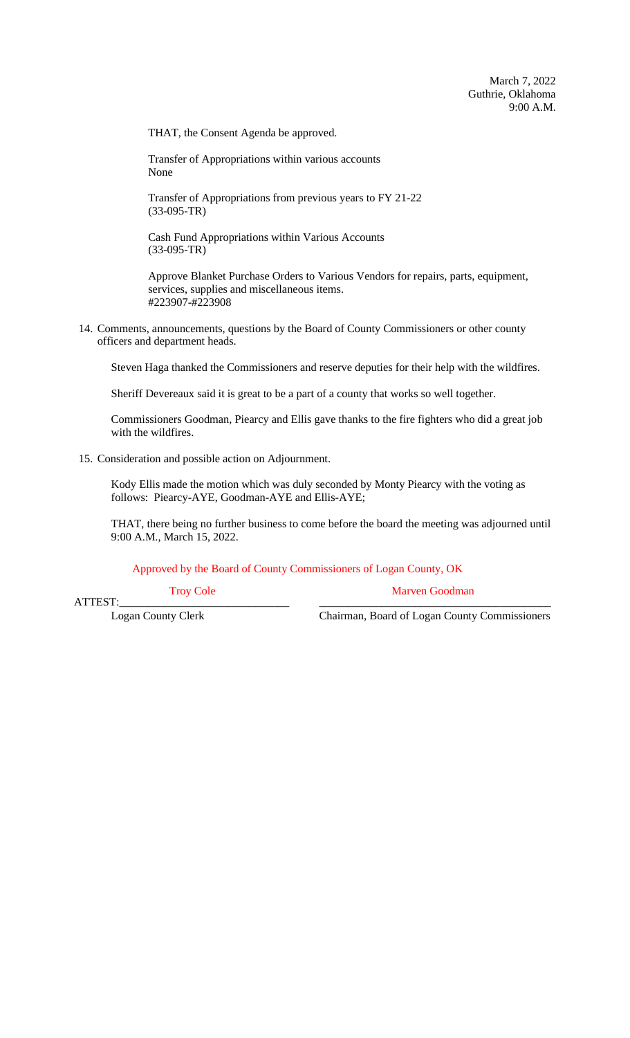March 7, 2022
Guthrie, Oklahoma
9:00 A.M.

THAT, the Consent Agenda be approved.

Transfer of Appropriations within various accounts
None

Transfer of Appropriations from previous years to FY 21-22
(33-095-TR)

Cash Fund Appropriations within Various Accounts
(33-095-TR)

Approve Blanket Purchase Orders to Various Vendors for repairs, parts, equipment, services, supplies and miscellaneous items.
#223907-#223908

14. Comments, announcements, questions by the Board of County Commissioners or other county officers and department heads.

    Steven Haga thanked the Commissioners and reserve deputies for their help with the wildfires.

    Sheriff Devereaux said it is great to be a part of a county that works so well together.

    Commissioners Goodman, Piearcy and Ellis gave thanks to the fire fighters who did a great job with the wildfires.

15. Consideration and possible action on Adjournment.

    Kody Ellis made the motion which was duly seconded by Monty Piearcy with the voting as follows: Piearcy-AYE, Goodman-AYE and Ellis-AYE;

    THAT, there being no further business to come before the board the meeting was adjourned until 9:00 A.M., March 15, 2022.

Approved by the Board of County Commissioners of Logan County, OK

ATTEST: Troy Cole
Logan County Clerk

Marven Goodman
Chairman, Board of Logan County Commissioners